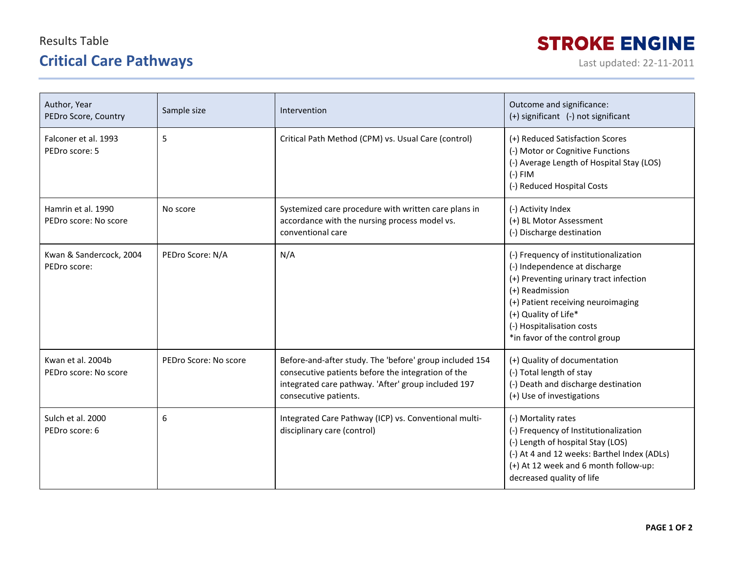Results Table

# Critical Care Pathways

**STROKE ENGINE**

Last updated: 22-11-2011

| Author, Year<br>PEDro Score, Country | Sample size | Intervention | Outcome and significance:<br>(+) significant (-) not significant |
|---|---|---|---|
| Falconer et al. 1993<br>PEDro score: 5 | 5 | Critical Path Method (CPM) vs. Usual Care (control) | (+) Reduced Satisfaction Scores<br>(-) Motor or Cognitive Functions<br>(-) Average Length of Hospital Stay (LOS)<br>(-) FIM<br>(-) Reduced Hospital Costs |
| Hamrin et al. 1990<br>PEDro score: No score | No score | Systemized care procedure with written care plans in accordance with the nursing process model vs. conventional care | (-) Activity Index<br>(+) BL Motor Assessment<br>(-) Discharge destination |
| Kwan & Sandercock, 2004<br>PEDro score: | PEDro Score: N/A | N/A | (-) Frequency of institutionalization<br>(-) Independence at discharge<br>(+) Preventing urinary tract infection<br>(+) Readmission<br>(+) Patient receiving neuroimaging<br>(+) Quality of Life*<br>(-) Hospitalisation costs<br>*in favor of the control group |
| Kwan et al. 2004b<br>PEDro score: No score | PEDro Score: No score | Before-and-after study. The 'before' group included 154 consecutive patients before the integration of the integrated care pathway. 'After' group included 197 consecutive patients. | (+) Quality of documentation<br>(-) Total length of stay<br>(-) Death and discharge destination<br>(+) Use of investigations |
| Sulch et al. 2000<br>PEDro score: 6 | 6 | Integrated Care Pathway (ICP) vs. Conventional multi-disciplinary care (control) | (-) Mortality rates<br>(-) Frequency of Institutionalization<br>(-) Length of hospital Stay (LOS)<br>(-) At 4 and 12 weeks: Barthel Index (ADLs)<br>(+) At 12 week and 6 month follow-up: decreased quality of life |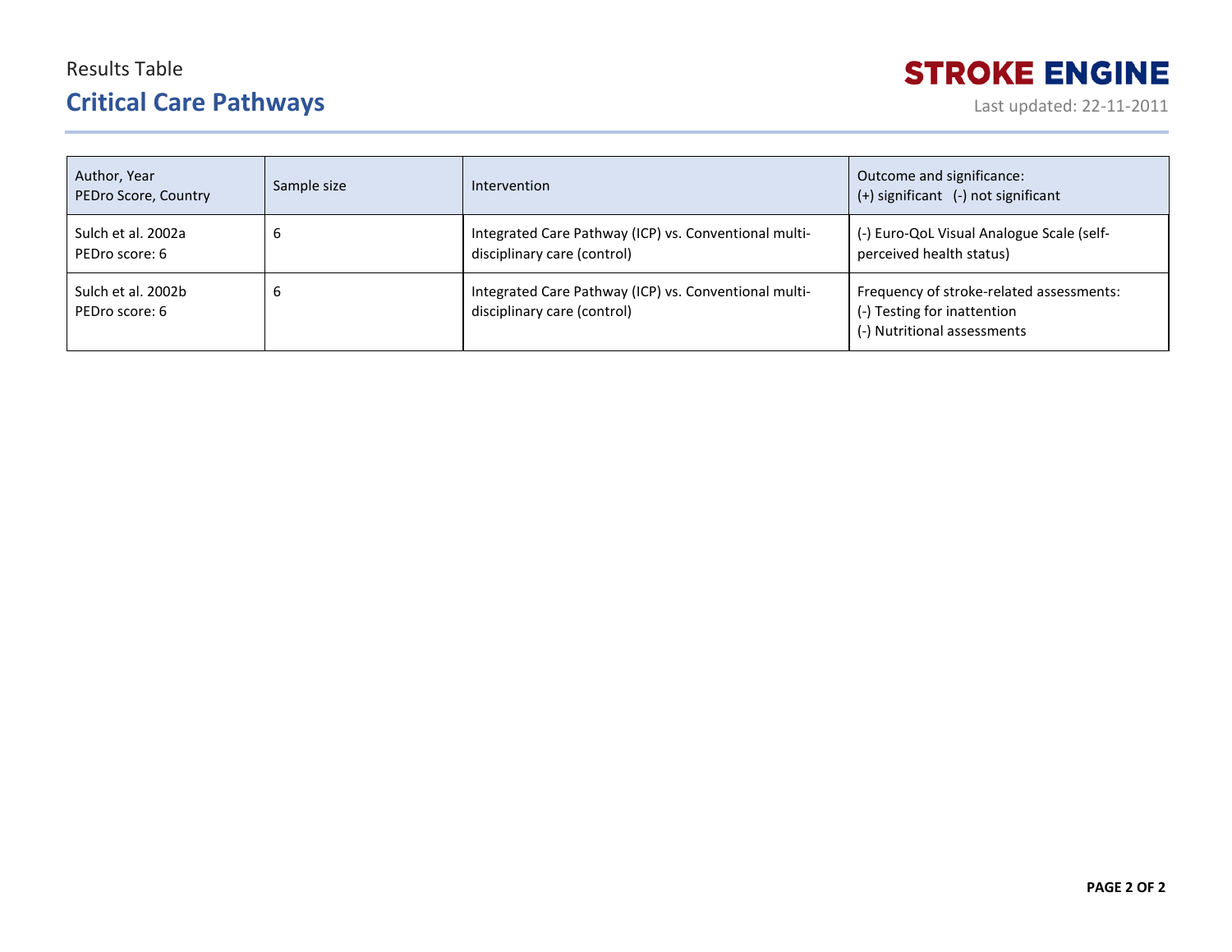Results Table

# Critical Care Pathways

| Author, Year<br>PEDro Score, Country | Sample size | Intervention | Outcome and significance:<br>(+) significant (-) not significant |
|---|---|---|---|
| Sulch et al. 2002a<br>PEDro score: 6 | 6 | Integrated Care Pathway (ICP) vs. Conventional multi-disciplinary care (control) | (-) Euro-QoL Visual Analogue Scale (self-perceived health status) |
| Sulch et al. 2002b<br>PEDro score: 6 | 6 | Integrated Care Pathway (ICP) vs. Conventional multi-disciplinary care (control) | Frequency of stroke-related assessments:<br>(-) Testing for inattention<br>(-) Nutritional assessments |